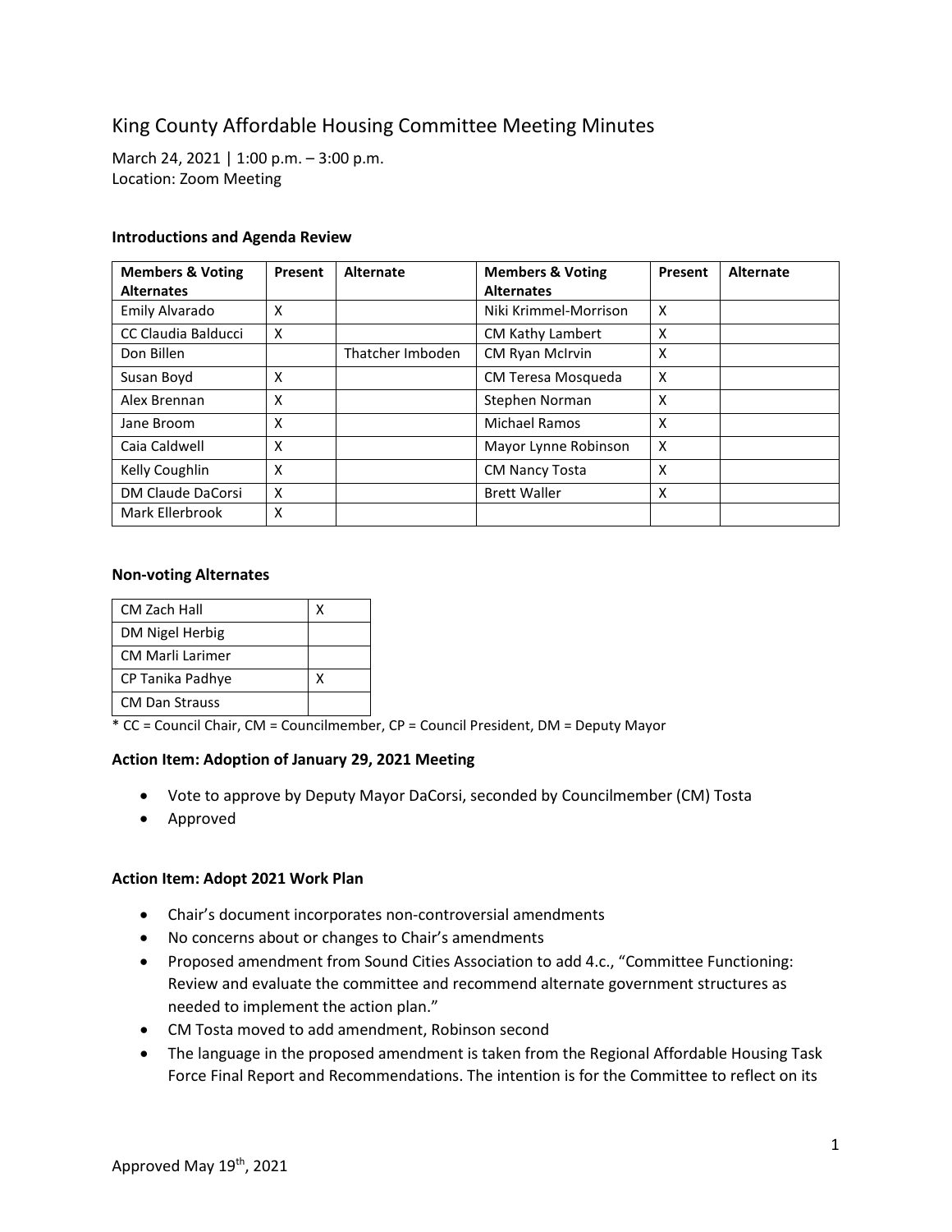# King County Affordable Housing Committee Meeting Minutes

March 24, 2021 | 1:00 p.m. – 3:00 p.m.
Location: Zoom Meeting

### Introductions and Agenda Review

| Members & Voting Alternates | Present | Alternate | Members & Voting Alternates | Present | Alternate |
|---|---|---|---|---|---|
| Emily Alvarado | X | | Niki Krimmel-Morrison | X | |
| CC Claudia Balducci | X | | CM Kathy Lambert | X | |
| Don Billen | | Thatcher Imboden | CM Ryan McIrvin | X | |
| Susan Boyd | X | | CM Teresa Mosqueda | X | |
| Alex Brennan | X | | Stephen Norman | X | |
| Jane Broom | X | | Michael Ramos | X | |
| Caia Caldwell | X | | Mayor Lynne Robinson | X | |
| Kelly Coughlin | X | | CM Nancy Tosta | X | |
| DM Claude DaCorsi | X | | Brett Waller | X | |
| Mark Ellerbrook | X | | | | |

### Non-voting Alternates

| | |
|---|---|
| CM Zach Hall | X |
| DM Nigel Herbig | |
| CM Marli Larimer | |
| CP Tanika Padhye | X |
| CM Dan Strauss | |

\* CC = Council Chair, CM = Councilmember, CP = Council President, DM = Deputy Mayor

### Action Item: Adoption of January 29, 2021 Meeting

- Vote to approve by Deputy Mayor DaCorsi, seconded by Councilmember (CM) Tosta
- Approved

### Action Item: Adopt 2021 Work Plan

- Chair's document incorporates non-controversial amendments
- No concerns about or changes to Chair's amendments
- Proposed amendment from Sound Cities Association to add 4.c., "Committee Functioning: Review and evaluate the committee and recommend alternate government structures as needed to implement the action plan."
- CM Tosta moved to add amendment, Robinson second
- The language in the proposed amendment is taken from the Regional Affordable Housing Task Force Final Report and Recommendations. The intention is for the Committee to reflect on its

Approved May 19th, 2021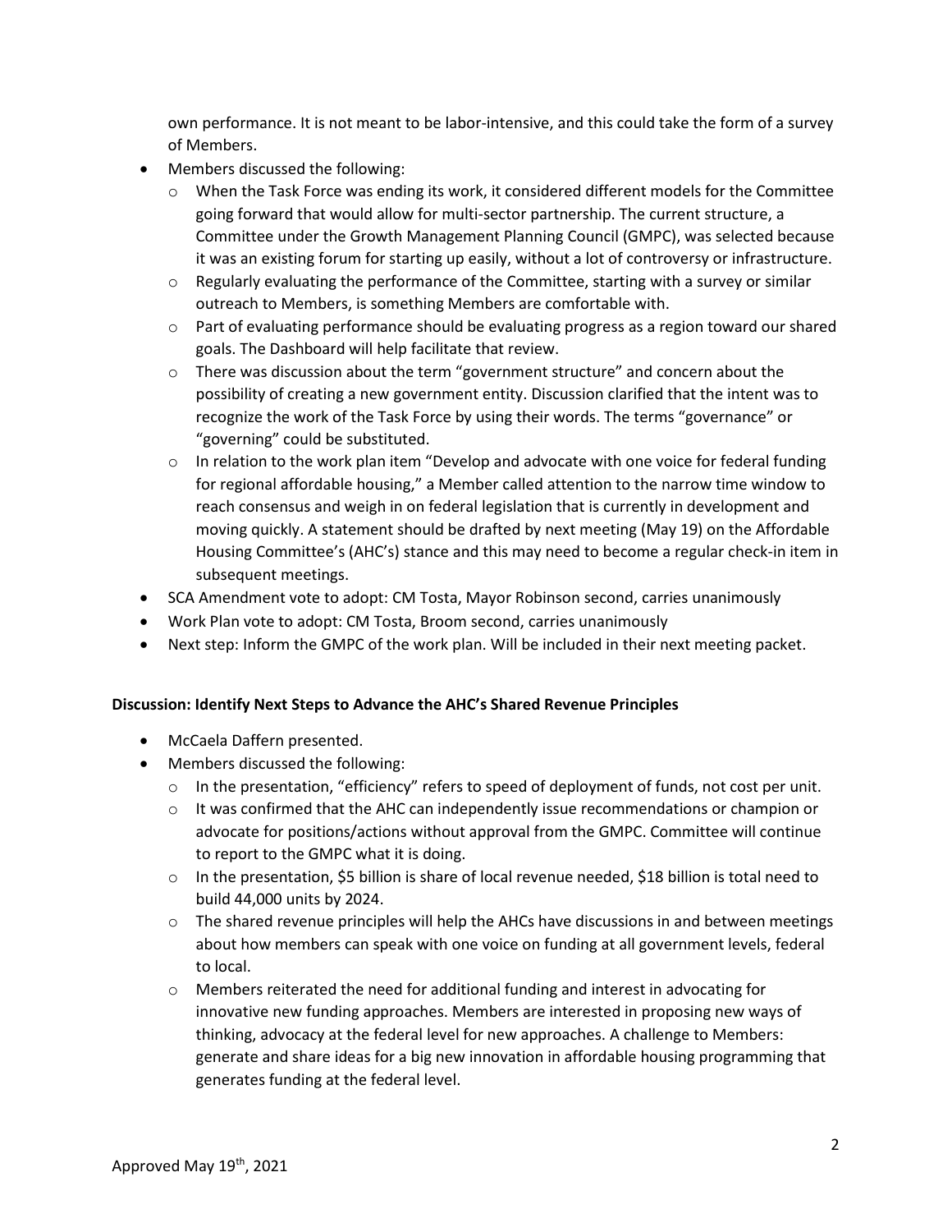own performance. It is not meant to be labor-intensive, and this could take the form of a survey of Members.

- Members discussed the following:
  - When the Task Force was ending its work, it considered different models for the Committee going forward that would allow for multi-sector partnership. The current structure, a Committee under the Growth Management Planning Council (GMPC), was selected because it was an existing forum for starting up easily, without a lot of controversy or infrastructure.
  - Regularly evaluating the performance of the Committee, starting with a survey or similar outreach to Members, is something Members are comfortable with.
  - Part of evaluating performance should be evaluating progress as a region toward our shared goals. The Dashboard will help facilitate that review.
  - There was discussion about the term "government structure" and concern about the possibility of creating a new government entity. Discussion clarified that the intent was to recognize the work of the Task Force by using their words. The terms "governance" or "governing" could be substituted.
  - In relation to the work plan item "Develop and advocate with one voice for federal funding for regional affordable housing," a Member called attention to the narrow time window to reach consensus and weigh in on federal legislation that is currently in development and moving quickly. A statement should be drafted by next meeting (May 19) on the Affordable Housing Committee's (AHC's) stance and this may need to become a regular check-in item in subsequent meetings.
- SCA Amendment vote to adopt: CM Tosta, Mayor Robinson second, carries unanimously
- Work Plan vote to adopt: CM Tosta, Broom second, carries unanimously
- Next step: Inform the GMPC of the work plan. Will be included in their next meeting packet.

**Discussion: Identify Next Steps to Advance the AHC's Shared Revenue Principles**

- McCaela Daffern presented.
- Members discussed the following:
  - In the presentation, "efficiency" refers to speed of deployment of funds, not cost per unit.
  - It was confirmed that the AHC can independently issue recommendations or champion or advocate for positions/actions without approval from the GMPC. Committee will continue to report to the GMPC what it is doing.
  - In the presentation, \$5 billion is share of local revenue needed, \$18 billion is total need to build 44,000 units by 2024.
  - The shared revenue principles will help the AHCs have discussions in and between meetings about how members can speak with one voice on funding at all government levels, federal to local.
  - Members reiterated the need for additional funding and interest in advocating for innovative new funding approaches. Members are interested in proposing new ways of thinking, advocacy at the federal level for new approaches. A challenge to Members: generate and share ideas for a big new innovation in affordable housing programming that generates funding at the federal level.

Approved May 19th, 2021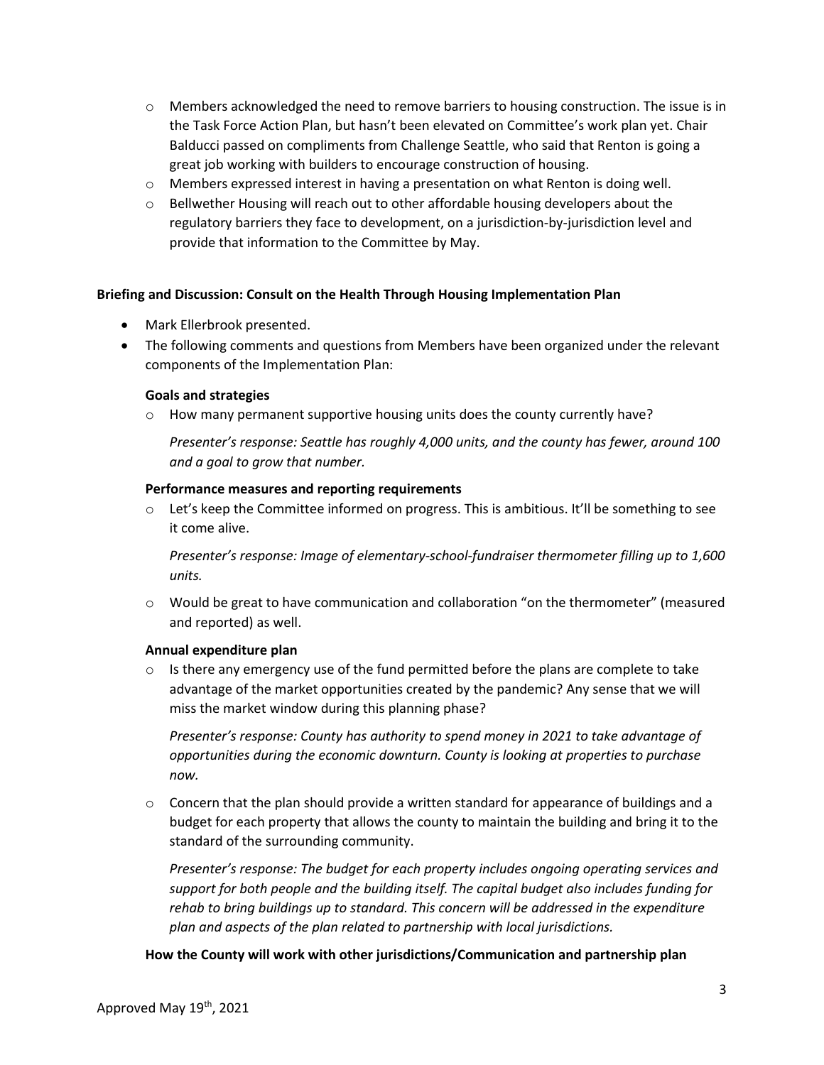- Members acknowledged the need to remove barriers to housing construction. The issue is in the Task Force Action Plan, but hasn't been elevated on Committee's work plan yet. Chair Balducci passed on compliments from Challenge Seattle, who said that Renton is going a great job working with builders to encourage construction of housing.
- Members expressed interest in having a presentation on what Renton is doing well.
- Bellwether Housing will reach out to other affordable housing developers about the regulatory barriers they face to development, on a jurisdiction-by-jurisdiction level and provide that information to the Committee by May.

**Briefing and Discussion: Consult on the Health Through Housing Implementation Plan**

- Mark Ellerbrook presented.
- The following comments and questions from Members have been organized under the relevant components of the Implementation Plan:

  **Goals and strategies**

  - How many permanent supportive housing units does the county currently have?

    *Presenter's response: Seattle has roughly 4,000 units, and the county has fewer, around 100 and a goal to grow that number.*

  **Performance measures and reporting requirements**

  - Let's keep the Committee informed on progress. This is ambitious. It'll be something to see it come alive.

    *Presenter's response: Image of elementary-school-fundraiser thermometer filling up to 1,600 units.*

  - Would be great to have communication and collaboration "on the thermometer" (measured and reported) as well.

  **Annual expenditure plan**

  - Is there any emergency use of the fund permitted before the plans are complete to take advantage of the market opportunities created by the pandemic? Any sense that we will miss the market window during this planning phase?

    *Presenter's response: County has authority to spend money in 2021 to take advantage of opportunities during the economic downturn. County is looking at properties to purchase now.*

  - Concern that the plan should provide a written standard for appearance of buildings and a budget for each property that allows the county to maintain the building and bring it to the standard of the surrounding community.

    *Presenter's response: The budget for each property includes ongoing operating services and support for both people and the building itself. The capital budget also includes funding for rehab to bring buildings up to standard. This concern will be addressed in the expenditure plan and aspects of the plan related to partnership with local jurisdictions.*

  **How the County will work with other jurisdictions/Communication and partnership plan**

Approved May 19th, 2021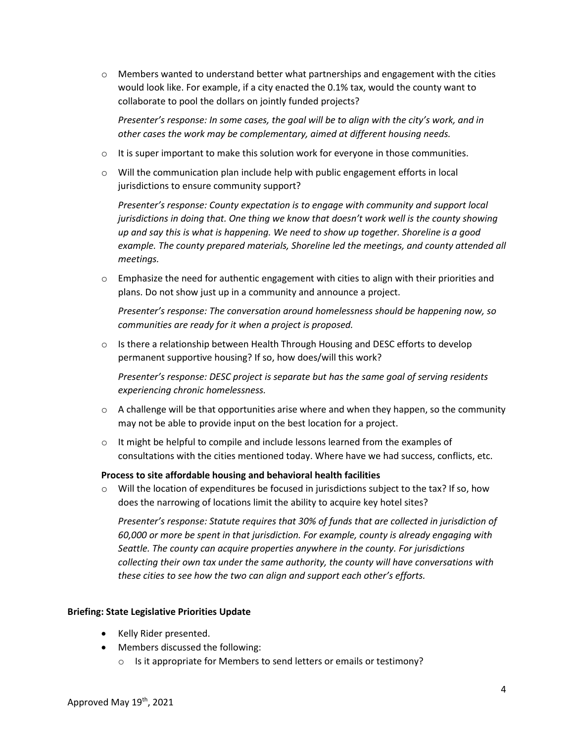- Members wanted to understand better what partnerships and engagement with the cities would look like. For example, if a city enacted the 0.1% tax, would the county want to collaborate to pool the dollars on jointly funded projects?

  *Presenter's response: In some cases, the goal will be to align with the city's work, and in other cases the work may be complementary, aimed at different housing needs.*

- It is super important to make this solution work for everyone in those communities.
- Will the communication plan include help with public engagement efforts in local jurisdictions to ensure community support?

  *Presenter's response: County expectation is to engage with community and support local jurisdictions in doing that. One thing we know that doesn't work well is the county showing up and say this is what is happening. We need to show up together. Shoreline is a good example. The county prepared materials, Shoreline led the meetings, and county attended all meetings.*

- Emphasize the need for authentic engagement with cities to align with their priorities and plans. Do not show just up in a community and announce a project.

  *Presenter's response: The conversation around homelessness should be happening now, so communities are ready for it when a project is proposed.*

- Is there a relationship between Health Through Housing and DESC efforts to develop permanent supportive housing? If so, how does/will this work?

  *Presenter's response: DESC project is separate but has the same goal of serving residents experiencing chronic homelessness.*

- A challenge will be that opportunities arise where and when they happen, so the community may not be able to provide input on the best location for a project.
- It might be helpful to compile and include lessons learned from the examples of consultations with the cities mentioned today. Where have we had success, conflicts, etc.

**Process to site affordable housing and behavioral health facilities**

- Will the location of expenditures be focused in jurisdictions subject to the tax? If so, how does the narrowing of locations limit the ability to acquire key hotel sites?

  *Presenter's response: Statute requires that 30% of funds that are collected in jurisdiction of 60,000 or more be spent in that jurisdiction. For example, county is already engaging with Seattle. The county can acquire properties anywhere in the county. For jurisdictions collecting their own tax under the same authority, the county will have conversations with these cities to see how the two can align and support each other's efforts.*

**Briefing: State Legislative Priorities Update**

- Kelly Rider presented.
- Members discussed the following:
  - Is it appropriate for Members to send letters or emails or testimony?

Approved May 19th, 2021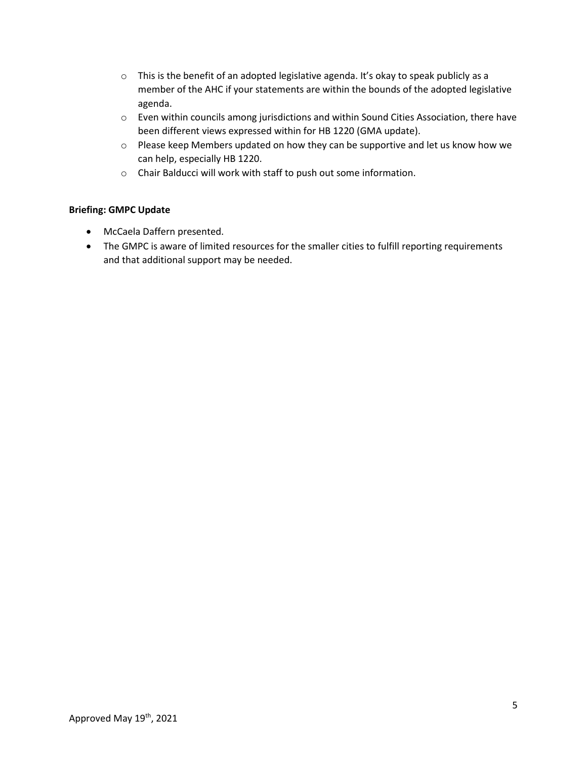- This is the benefit of an adopted legislative agenda. It's okay to speak publicly as a member of the AHC if your statements are within the bounds of the adopted legislative agenda.
  - Even within councils among jurisdictions and within Sound Cities Association, there have been different views expressed within for HB 1220 (GMA update).
  - Please keep Members updated on how they can be supportive and let us know how we can help, especially HB 1220.
  - Chair Balducci will work with staff to push out some information.

**Briefing: GMPC Update**

- McCaela Daffern presented.
- The GMPC is aware of limited resources for the smaller cities to fulfill reporting requirements and that additional support may be needed.

Approved May 19th, 2021